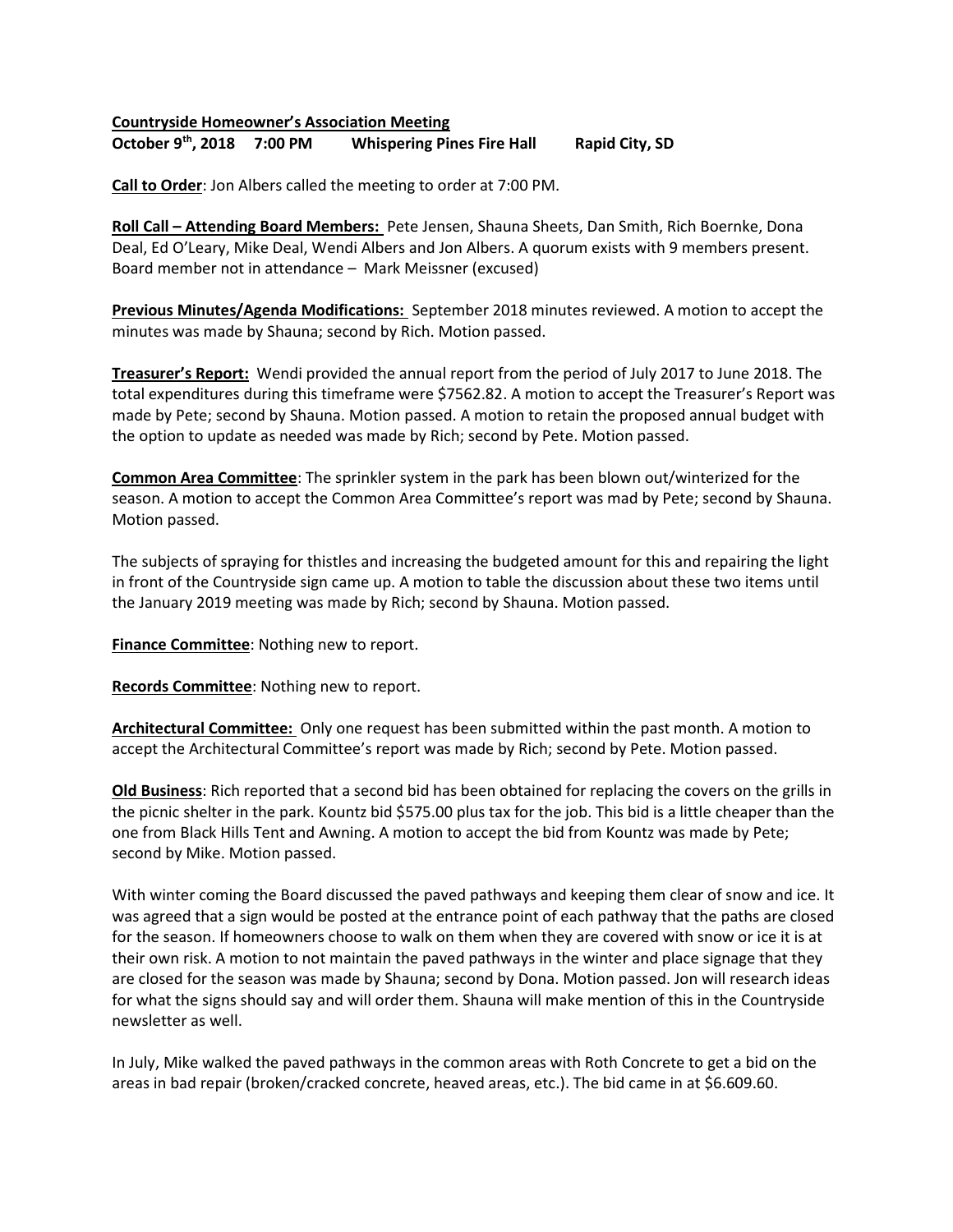**Countryside Homeowner's Association Meeting**
**October 9th, 2018 7:00 PM Whispering Pines Fire Hall Rapid City, SD**

**Call to Order**: Jon Albers called the meeting to order at 7:00 PM.

**Roll Call – Attending Board Members:** Pete Jensen, Shauna Sheets, Dan Smith, Rich Boernke, Dona Deal, Ed O'Leary, Mike Deal, Wendi Albers and Jon Albers. A quorum exists with 9 members present. Board member not in attendance – Mark Meissner (excused)

**Previous Minutes/Agenda Modifications:** September 2018 minutes reviewed. A motion to accept the minutes was made by Shauna; second by Rich. Motion passed.

**Treasurer's Report:** Wendi provided the annual report from the period of July 2017 to June 2018. The total expenditures during this timeframe were $7562.82. A motion to accept the Treasurer's Report was made by Pete; second by Shauna. Motion passed. A motion to retain the proposed annual budget with the option to update as needed was made by Rich; second by Pete. Motion passed.

**Common Area Committee**: The sprinkler system in the park has been blown out/winterized for the season. A motion to accept the Common Area Committee's report was mad by Pete; second by Shauna. Motion passed.

The subjects of spraying for thistles and increasing the budgeted amount for this and repairing the light in front of the Countryside sign came up. A motion to table the discussion about these two items until the January 2019 meeting was made by Rich; second by Shauna. Motion passed.

**Finance Committee**: Nothing new to report.

**Records Committee**: Nothing new to report.

**Architectural Committee:** Only one request has been submitted within the past month. A motion to accept the Architectural Committee's report was made by Rich; second by Pete. Motion passed.

**Old Business**: Rich reported that a second bid has been obtained for replacing the covers on the grills in the picnic shelter in the park. Kountz bid $575.00 plus tax for the job. This bid is a little cheaper than the one from Black Hills Tent and Awning. A motion to accept the bid from Kountz was made by Pete; second by Mike. Motion passed.

With winter coming the Board discussed the paved pathways and keeping them clear of snow and ice. It was agreed that a sign would be posted at the entrance point of each pathway that the paths are closed for the season. If homeowners choose to walk on them when they are covered with snow or ice it is at their own risk. A motion to not maintain the paved pathways in the winter and place signage that they are closed for the season was made by Shauna; second by Dona. Motion passed. Jon will research ideas for what the signs should say and will order them. Shauna will make mention of this in the Countryside newsletter as well.

In July, Mike walked the paved pathways in the common areas with Roth Concrete to get a bid on the areas in bad repair (broken/cracked concrete, heaved areas, etc.). The bid came in at $6.609.60.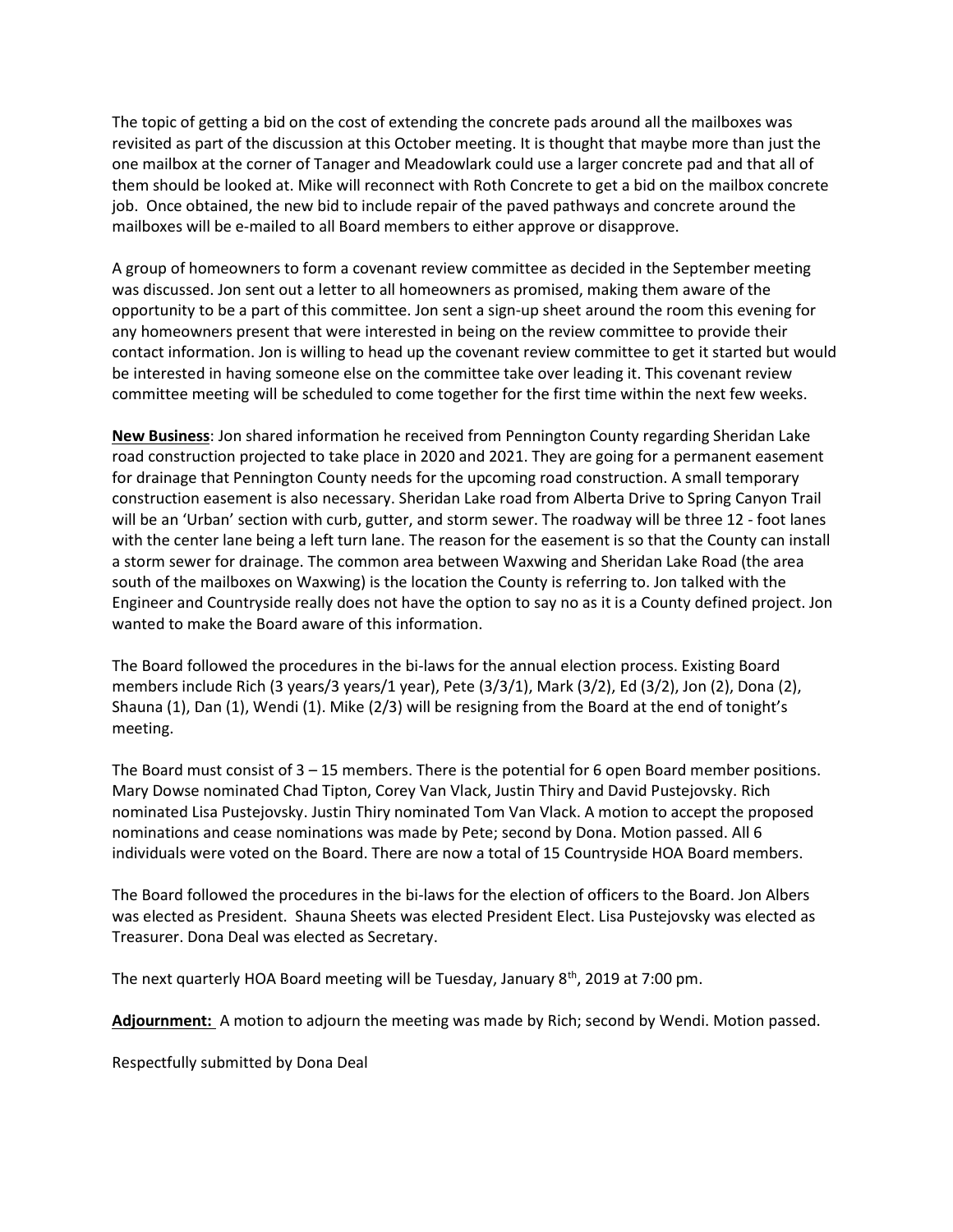The topic of getting a bid on the cost of extending the concrete pads around all the mailboxes was revisited as part of the discussion at this October meeting. It is thought that maybe more than just the one mailbox at the corner of Tanager and Meadowlark could use a larger concrete pad and that all of them should be looked at. Mike will reconnect with Roth Concrete to get a bid on the mailbox concrete job. Once obtained, the new bid to include repair of the paved pathways and concrete around the mailboxes will be e-mailed to all Board members to either approve or disapprove.

A group of homeowners to form a covenant review committee as decided in the September meeting was discussed. Jon sent out a letter to all homeowners as promised, making them aware of the opportunity to be a part of this committee. Jon sent a sign-up sheet around the room this evening for any homeowners present that were interested in being on the review committee to provide their contact information. Jon is willing to head up the covenant review committee to get it started but would be interested in having someone else on the committee take over leading it. This covenant review committee meeting will be scheduled to come together for the first time within the next few weeks.

**New Business**: Jon shared information he received from Pennington County regarding Sheridan Lake road construction projected to take place in 2020 and 2021. They are going for a permanent easement for drainage that Pennington County needs for the upcoming road construction. A small temporary construction easement is also necessary. Sheridan Lake road from Alberta Drive to Spring Canyon Trail will be an 'Urban' section with curb, gutter, and storm sewer. The roadway will be three 12 - foot lanes with the center lane being a left turn lane. The reason for the easement is so that the County can install a storm sewer for drainage. The common area between Waxwing and Sheridan Lake Road (the area south of the mailboxes on Waxwing) is the location the County is referring to. Jon talked with the Engineer and Countryside really does not have the option to say no as it is a County defined project. Jon wanted to make the Board aware of this information.

The Board followed the procedures in the bi-laws for the annual election process. Existing Board members include Rich (3 years/3 years/1 year), Pete (3/3/1), Mark (3/2), Ed (3/2), Jon (2), Dona (2), Shauna (1), Dan (1), Wendi (1). Mike (2/3) will be resigning from the Board at the end of tonight's meeting.

The Board must consist of 3 – 15 members. There is the potential for 6 open Board member positions. Mary Dowse nominated Chad Tipton, Corey Van Vlack, Justin Thiry and David Pustejovsky. Rich nominated Lisa Pustejovsky. Justin Thiry nominated Tom Van Vlack. A motion to accept the proposed nominations and cease nominations was made by Pete; second by Dona. Motion passed. All 6 individuals were voted on the Board. There are now a total of 15 Countryside HOA Board members.

The Board followed the procedures in the bi-laws for the election of officers to the Board. Jon Albers was elected as President. Shauna Sheets was elected President Elect. Lisa Pustejovsky was elected as Treasurer. Dona Deal was elected as Secretary.

The next quarterly HOA Board meeting will be Tuesday, January 8th, 2019 at 7:00 pm.

**Adjournment:** A motion to adjourn the meeting was made by Rich; second by Wendi. Motion passed.

Respectfully submitted by Dona Deal